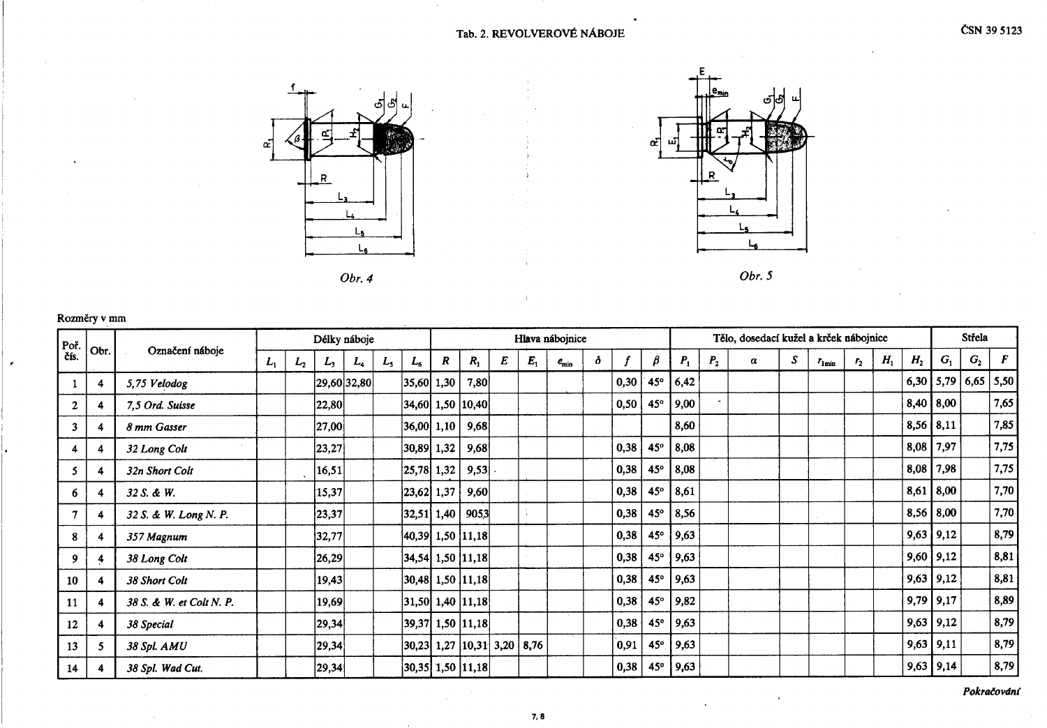# Tab. 2. REVOLVEROVÉ NÁBOJE

Obr. 4

Obr. 5

Rozměry v mm

| Poř. čís. | Obr. | Označení náboje | Délky náboje | | | | | | Hlava nábojnice | | | | | | | | Tělo, dosedací kužel a krček nábojnice | | | | | | | | Střela | | |
|---|---|---|---|---|---|---|---|---|---|---|---|---|---|---|---|---|---|---|---|---|---|---|---|---|---|---|---|
| | | | $L_1$ | $L_2$ | $L_3$ | $L_4$ | $L_5$ | $L_6$ | $R$ | $R_1$ | $E$ | $E_1$ | $e_{min}$ | $\delta$ | $f$ | $\beta$ | $P_1$ | $P_2$ | $\alpha$ | $S$ | $r_{1min}$ | $r_2$ | $H_1$ | $H_2$ | $G_1$ | $G_2$ | $F$ |
| 1 | 4 | *5,75 Velodog* | | | 29,60 | 32,80 | | 35,60 | 1,30 | 7,80 | | | | | 0,30 | 45° | 6,42 | | | | | | | 6,30 | 5,79 | 6,65 | 5,50 |
| 2 | 4 | *7,5 Ord. Suisse* | | | 22,80 | | | 34,60 | 1,50 | 10,40 | | | | | 0,50 | 45° | 9,00 | | | | | | | 8,40 | 8,00 | | 7,65 |
| 3 | 4 | *8 mm Gasser* | | | 27,00 | | | 36,00 | 1,10 | 9,68 | | | | | | | 8,60 | | | | | | | 8,56 | 8,11 | | 7,85 |
| 4 | 4 | *32 Long Colt* | | | 23,27 | | | 30,89 | 1,32 | 9,68 | | | | | 0,38 | 45° | 8,08 | | | | | | | 8,08 | 7,97 | | 7,75 |
| 5 | 4 | *32n Short Colt* | | | 16,51 | | | 25,78 | 1,32 | 9,53 | | | | | 0,38 | 45° | 8,08 | | | | | | | 8,08 | 7,98 | | 7,75 |
| 6 | 4 | *32 S. & W.* | | | 15,37 | | | 23,62 | 1,37 | 9,60 | | | | | 0,38 | 45° | 8,61 | | | | | | | 8,61 | 8,00 | | 7,70 |
| 7 | 4 | *32 S. & W. Long N. P.* | | | 23,37 | | | 32,51 | 1,40 | 9053 | | | | | 0,38 | 45° | 8,56 | | | | | | | 8,56 | 8,00 | | 7,70 |
| 8 | 4 | *357 Magnum* | | | 32,77 | | | 40,39 | 1,50 | 11,18 | | | | | 0,38 | 45° | 9,63 | | | | | | | 9,63 | 9,12 | | 8,79 |
| 9 | 4 | *38 Long Colt* | | | 26,29 | | | 34,54 | 1,50 | 11,18 | | | | | 0,38 | 45° | 9,63 | | | | | | | 9,60 | 9,12 | | 8,81 |
| 10 | 4 | *38 Short Colt* | | | 19,43 | | | 30,48 | 1,50 | 11,18 | | | | | 0,38 | 45° | 9,63 | | | | | | | 9,63 | 9,12 | | 8,81 |
| 11 | 4 | *38 S. & W. et Colt N. P.* | | | 19,69 | | | 31,50 | 1,40 | 11,18 | | | | | 0,38 | 45° | 9,82 | | | | | | | 9,79 | 9,17 | | 8,89 |
| 12 | 4 | *38 Special* | | | 29,34 | | | 39,37 | 1,50 | 11,18 | | | | | 0,38 | 45° | 9,63 | | | | | | | 9,63 | 9,12 | | 8,79 |
| 13 | 5 | *38 Spl. AMU* | | | 29,34 | | | 30,23 | 1,27 | 10,31 | 3,20 | 8,76 | | | 0,91 | 45° | 9,63 | | | | | | | 9,63 | 9,11 | | 8,79 |
| 14 | 4 | *38 Spl. Wad Cut.* | | | 29,34 | | | 30,35 | 1,50 | 11,18 | | | | | 0,38 | 45° | 9,63 | | | | | | | 9,63 | 9,14 | | 8,79 |

***Pokračování***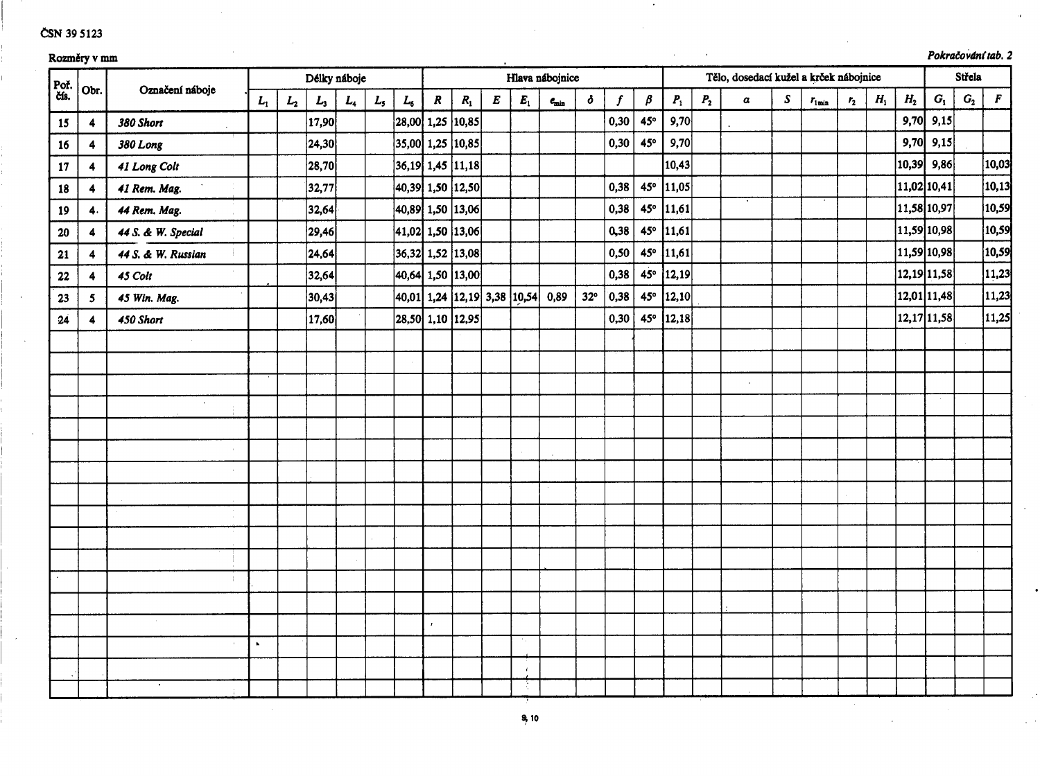ČSN 39 5123

Rozměry v mm

*Pokračování tab. 2*

| Poř. čís. | Obr. | Označení náboje | Délky náboje | | | | | | Hlava nábojnice | | | | | | | | Tělo, dosedací kužel a krček nábojnice | | | | | | | | Střela | | |
|---|---|---|---|---|---|---|---|---|---|---|---|---|---|---|---|---|---|---|---|---|---|---|---|---|---|---|---|
| | | | $L_1$ | $L_2$ | $L_3$ | $L_4$ | $L_5$ | $L_6$ | $R$ | $R_1$ | $E$ | $E_1$ | $e_{min}$ | $\delta$ | $f$ | $\beta$ | $P_1$ | $P_2$ | $\alpha$ | $S$ | $r_{1min}$ | $r_2$ | $H_1$ | $H_2$ | $G_1$ | $G_2$ | $F$ |
| 15 | 4 | *380 Short* | | | 17,90 | | | 28,00 | 1,25 | 10,85 | | | | | 0,30 | 45° | 9,70 | | | | | | | 9,70 | 9,15 | | |
| 16 | 4 | *380 Long* | | | 24,30 | | | 35,00 | 1,25 | 10,85 | | | | | 0,30 | 45° | 9,70 | | | | | | | 9,70 | 9,15 | | |
| 17 | 4 | *41 Long Colt* | | | 28,70 | | | 36,19 | 1,45 | 11,18 | | | | | | | 10,43 | | | | | | | 10,39 | 9,86 | | 10,03 |
| 18 | 4 | *41 Rem. Mag.* | | | 32,77 | | | 40,39 | 1,50 | 12,50 | | | | | 0,38 | 45° | 11,05 | | | | | | | 11,02 | 10,41 | | 10,13 |
| 19 | 4 | *44 Rem. Mag.* | | | 32,64 | | | 40,89 | 1,50 | 13,06 | | | | | 0,38 | 45° | 11,61 | | | | | | | 11,58 | 10,97 | | 10,59 |
| 20 | 4 | *44 S. & W. Special* | | | 29,46 | | | 41,02 | 1,50 | 13,06 | | | | | 0,38 | 45° | 11,61 | | | | | | | 11,59 | 10,98 | | 10,59 |
| 21 | 4 | *44 S. & W. Russian* | | | 24,64 | | | 36,32 | 1,52 | 13,08 | | | | | 0,50 | 45° | 11,61 | | | | | | | 11,59 | 10,98 | | 10,59 |
| 22 | 4 | *45 Colt* | | | 32,64 | | | 40,64 | 1,50 | 13,00 | | | | | 0,38 | 45° | 12,19 | | | | | | | 12,19 | 11,58 | | 11,23 |
| 23 | 5 | *45 Win. Mag.* | | | 30,43 | | | 40,01 | 1,24 | 12,19 | 3,38 | 10,54 | 0,89 | 32° | 0,38 | 45° | 12,10 | | | | | | | 12,01 | 11,48 | | 11,23 |
| 24 | 4 | *450 Short* | | | 17,60 | | | 28,50 | 1,10 | 12,95 | | | | | 0,30 | 45° | 12,18 | | | | | | | 12,17 | 11,58 | | 11,25 |